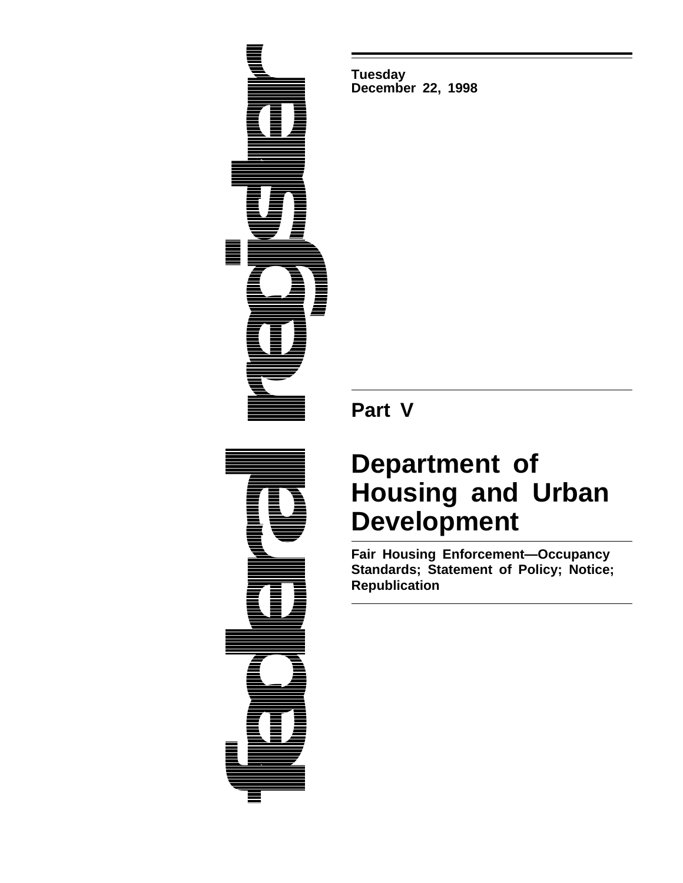Tuesday
December 22, 1998

## Part V

# Department of Housing and Urban Development

**Fair Housing Enforcement—Occupancy Standards; Statement of Policy; Notice; Republication**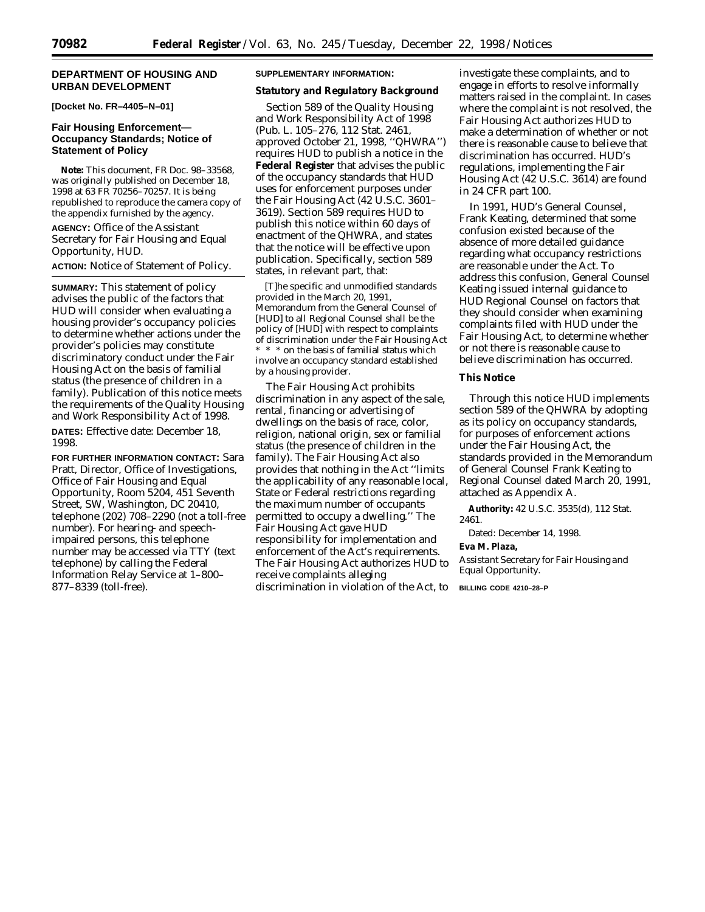## DEPARTMENT OF HOUSING AND URBAN DEVELOPMENT

**[Docket No. FR–4405–N–01]**

### Fair Housing Enforcement—Occupancy Standards; Notice of Statement of Policy

**Note:** This document, FR Doc. 98–33568, was originally published on December 18, 1998 at 63 FR 70256–70257. It is being republished to reproduce the camera copy of the appendix furnished by the agency.

**AGENCY:** Office of the Assistant Secretary for Fair Housing and Equal Opportunity, HUD.

**ACTION:** Notice of Statement of Policy.

**SUMMARY:** This statement of policy advises the public of the factors that HUD will consider when evaluating a housing provider's occupancy policies to determine whether actions under the provider's policies may constitute discriminatory conduct under the Fair Housing Act on the basis of familial status (the presence of children in a family). Publication of this notice meets the requirements of the Quality Housing and Work Responsibility Act of 1998.

**DATES:** Effective date: December 18, 1998.

**FOR FURTHER INFORMATION CONTACT:** Sara Pratt, Director, Office of Investigations, Office of Fair Housing and Equal Opportunity, Room 5204, 451 Seventh Street, SW, Washington, DC 20410, telephone (202) 708–2290 (not a toll-free number). For hearing- and speech-impaired persons, this telephone number may be accessed via TTY (text telephone) by calling the Federal Information Relay Service at 1–800–877–8339 (toll-free).

**SUPPLEMENTARY INFORMATION:**

**Statutory and Regulatory Background**

Section 589 of the Quality Housing and Work Responsibility Act of 1998 (Pub. L. 105–276, 112 Stat. 2461, approved October 21, 1998, ''QHWRA'') requires HUD to publish a notice in the **Federal Register** that advises the public of the occupancy standards that HUD uses for enforcement purposes under the Fair Housing Act (42 U.S.C. 3601–3619). Section 589 requires HUD to publish this notice within 60 days of enactment of the QHWRA, and states that the notice will be effective upon publication. Specifically, section 589 states, in relevant part, that:

> [T]he specific and unmodified standards provided in the March 20, 1991, Memorandum from the General Counsel of [HUD] to all Regional Counsel shall be the policy of [HUD] with respect to complaints of discrimination under the Fair Housing Act * * * on the basis of familial status which involve an occupancy standard established by a housing provider.

The Fair Housing Act prohibits discrimination in any aspect of the sale, rental, financing or advertising of dwellings on the basis of race, color, religion, national origin, sex or familial status (the presence of children in the family). The Fair Housing Act also provides that nothing in the Act ''limits the applicability of any reasonable local, State or Federal restrictions regarding the maximum number of occupants permitted to occupy a dwelling.'' The Fair Housing Act gave HUD responsibility for implementation and enforcement of the Act's requirements. The Fair Housing Act authorizes HUD to receive complaints alleging discrimination in violation of the Act, to investigate these complaints, and to engage in efforts to resolve informally matters raised in the complaint. In cases where the complaint is not resolved, the Fair Housing Act authorizes HUD to make a determination of whether or not there is reasonable cause to believe that discrimination has occurred. HUD's regulations, implementing the Fair Housing Act (42 U.S.C. 3614) are found in 24 CFR part 100.

In 1991, HUD's General Counsel, Frank Keating, determined that some confusion existed because of the absence of more detailed guidance regarding what occupancy restrictions are reasonable under the Act. To address this confusion, General Counsel Keating issued internal guidance to HUD Regional Counsel on factors that they should consider when examining complaints filed with HUD under the Fair Housing Act, to determine whether or not there is reasonable cause to believe discrimination has occurred.

**This Notice**

Through this notice HUD implements section 589 of the QHWRA by adopting as its policy on occupancy standards, for purposes of enforcement actions under the Fair Housing Act, the standards provided in the Memorandum of General Counsel Frank Keating to Regional Counsel dated March 20, 1991, attached as Appendix A.

**Authority:** 42 U.S.C. 3535(d), 112 Stat. 2461.

Dated: December 14, 1998.

**Eva M. Plaza,**

*Assistant Secretary for Fair Housing and Equal Opportunity.*

BILLING CODE 4210–28–P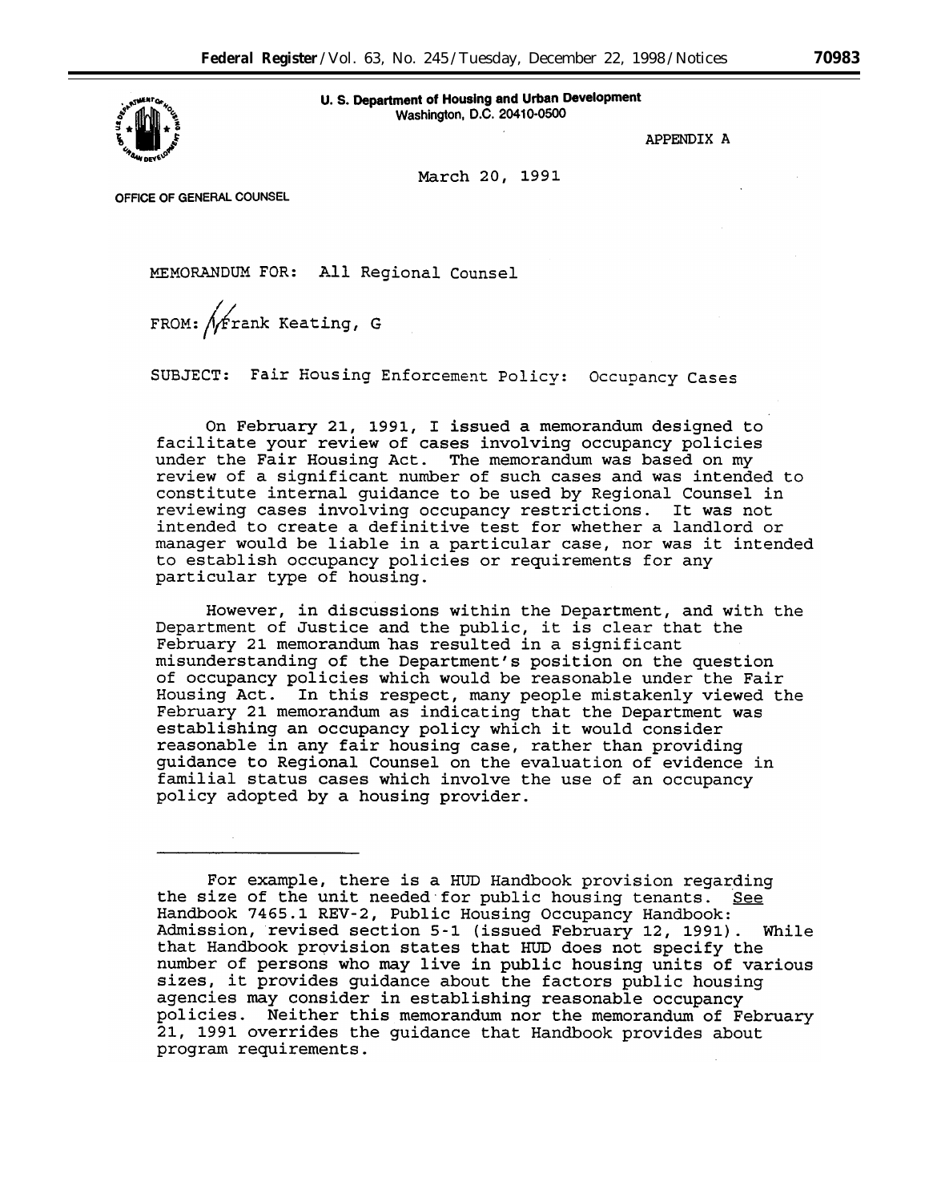U. S. Department of Housing and Urban Development
Washington, D.C. 20410-0500

OFFICE OF GENERAL COUNSEL

APPENDIX A

March 20, 1991

MEMORANDUM FOR: All Regional Counsel

FROM: Frank Keating, G

SUBJECT: Fair Housing Enforcement Policy: Occupancy Cases

On February 21, 1991, I issued a memorandum designed to facilitate your review of cases involving occupancy policies under the Fair Housing Act. The memorandum was based on my review of a significant number of such cases and was intended to constitute internal guidance to be used by Regional Counsel in reviewing cases involving occupancy restrictions. It was not intended to create a definitive test for whether a landlord or manager would be liable in a particular case, nor was it intended to establish occupancy policies or requirements for any particular type of housing.

However, in discussions within the Department, and with the Department of Justice and the public, it is clear that the February 21 memorandum has resulted in a significant misunderstanding of the Department's position on the question of occupancy policies which would be reasonable under the Fair Housing Act. In this respect, many people mistakenly viewed the February 21 memorandum as indicating that the Department was establishing an occupancy policy which it would consider reasonable in any fair housing case, rather than providing guidance to Regional Counsel on the evaluation of evidence in familial status cases which involve the use of an occupancy policy adopted by a housing provider.

---

For example, there is a HUD Handbook provision regarding the size of the unit needed for public housing tenants. See Handbook 7465.1 REV-2, Public Housing Occupancy Handbook: Admission, revised section 5-1 (issued February 12, 1991). While that Handbook provision states that HUD does not specify the number of persons who may live in public housing units of various sizes, it provides guidance about the factors public housing agencies may consider in establishing reasonable occupancy policies. Neither this memorandum nor the memorandum of February 21, 1991 overrides the guidance that Handbook provides about program requirements.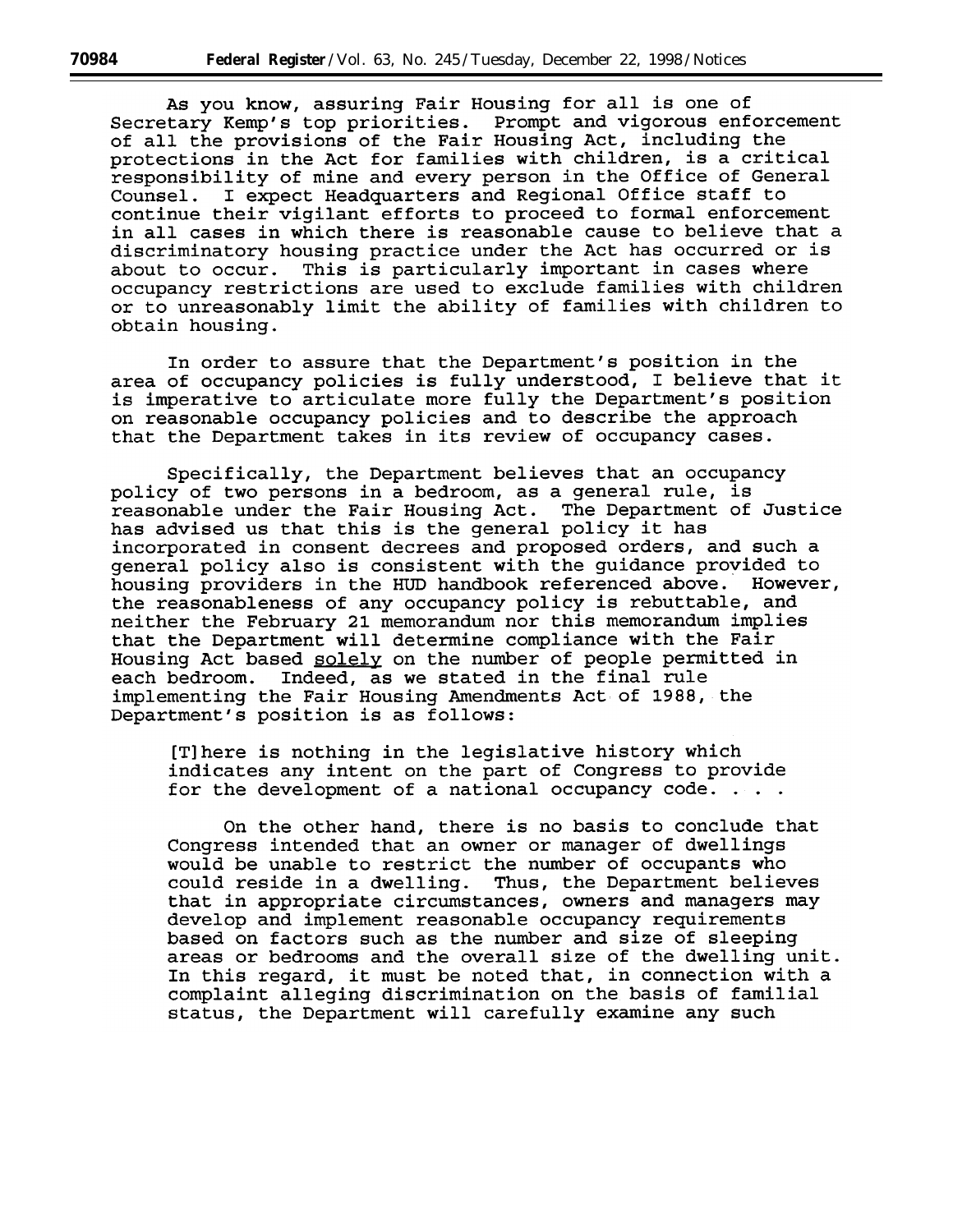As you know, assuring Fair Housing for all is one of Secretary Kemp's top priorities. Prompt and vigorous enforcement of all the provisions of the Fair Housing Act, including the protections in the Act for families with children, is a critical responsibility of mine and every person in the Office of General Counsel. I expect Headquarters and Regional Office staff to continue their vigilant efforts to proceed to formal enforcement in all cases in which there is reasonable cause to believe that a discriminatory housing practice under the Act has occurred or is about to occur. This is particularly important in cases where occupancy restrictions are used to exclude families with children or to unreasonably limit the ability of families with children to obtain housing.

In order to assure that the Department's position in the area of occupancy policies is fully understood, I believe that it is imperative to articulate more fully the Department's position on reasonable occupancy policies and to describe the approach that the Department takes in its review of occupancy cases.

Specifically, the Department believes that an occupancy policy of two persons in a bedroom, as a general rule, is reasonable under the Fair Housing Act. The Department of Justice has advised us that this is the general policy it has incorporated in consent decrees and proposed orders, and such a general policy also is consistent with the guidance provided to housing providers in the HUD handbook referenced above. However, the reasonableness of any occupancy policy is rebuttable, and neither the February 21 memorandum nor this memorandum implies that the Department will determine compliance with the Fair Housing Act based <u>solely</u> on the number of people permitted in each bedroom. Indeed, as we stated in the final rule implementing the Fair Housing Amendments Act of 1988, the Department's position is as follows:

> [T]here is nothing in the legislative history which indicates any intent on the part of Congress to provide for the development of a national occupancy code. . . .
>
> On the other hand, there is no basis to conclude that Congress intended that an owner or manager of dwellings would be unable to restrict the number of occupants who could reside in a dwelling. Thus, the Department believes that in appropriate circumstances, owners and managers may develop and implement reasonable occupancy requirements based on factors such as the number and size of sleeping areas or bedrooms and the overall size of the dwelling unit. In this regard, it must be noted that, in connection with a complaint alleging discrimination on the basis of familial status, the Department will carefully examine any such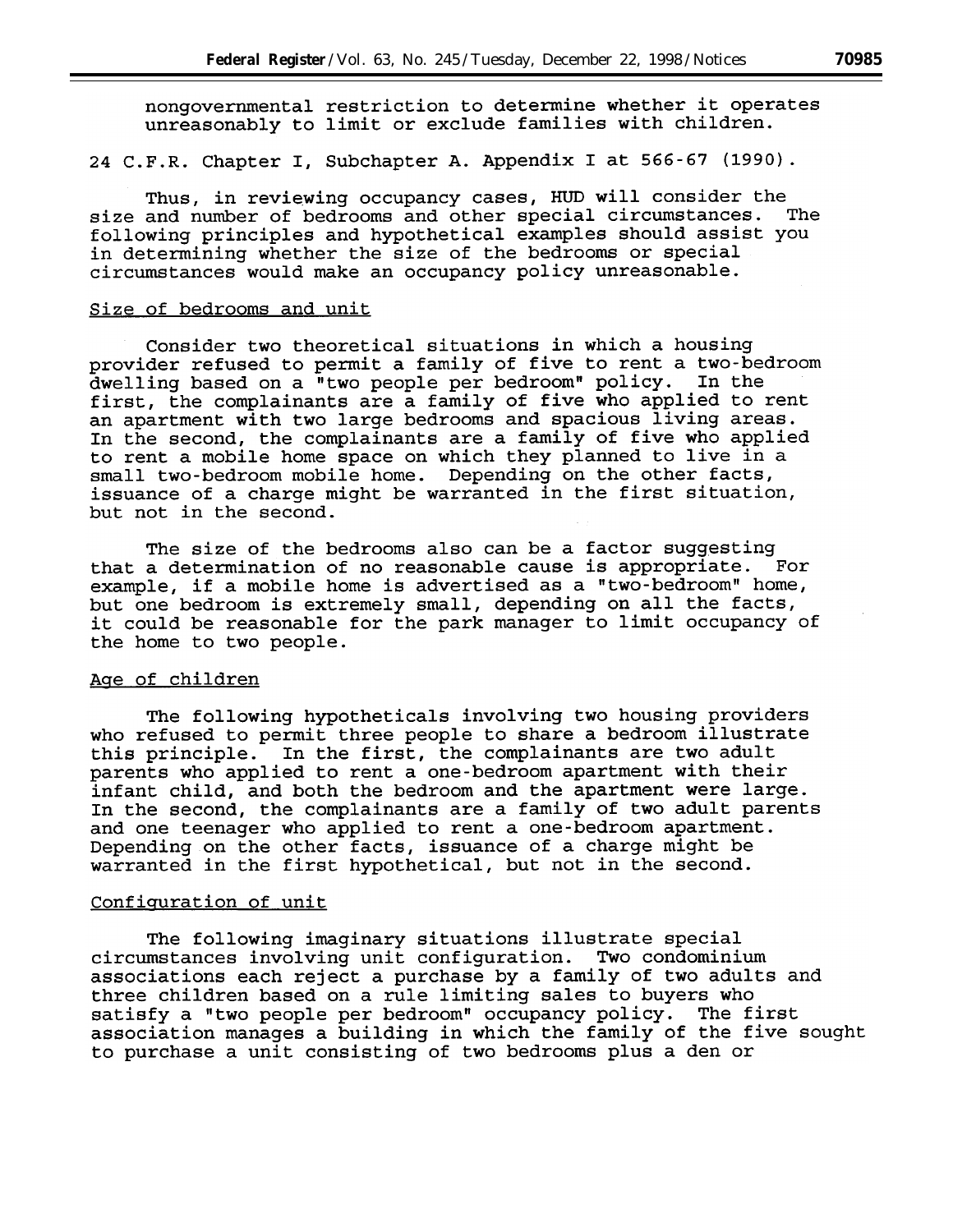nongovernmental restriction to determine whether it operates unreasonably to limit or exclude families with children.

24 C.F.R. Chapter I, Subchapter A. Appendix I at 566-67 (1990).

Thus, in reviewing occupancy cases, HUD will consider the size and number of bedrooms and other special circumstances. The following principles and hypothetical examples should assist you in determining whether the size of the bedrooms or special circumstances would make an occupancy policy unreasonable.

Size of bedrooms and unit

Consider two theoretical situations in which a housing provider refused to permit a family of five to rent a two-bedroom dwelling based on a "two people per bedroom" policy. In the first, the complainants are a family of five who applied to rent an apartment with two large bedrooms and spacious living areas. In the second, the complainants are a family of five who applied to rent a mobile home space on which they planned to live in a small two-bedroom mobile home. Depending on the other facts, issuance of a charge might be warranted in the first situation, but not in the second.

The size of the bedrooms also can be a factor suggesting that a determination of no reasonable cause is appropriate. For example, if a mobile home is advertised as a "two-bedroom" home, but one bedroom is extremely small, depending on all the facts, it could be reasonable for the park manager to limit occupancy of the home to two people.

Age of children

The following hypotheticals involving two housing providers who refused to permit three people to share a bedroom illustrate this principle. In the first, the complainants are two adult parents who applied to rent a one-bedroom apartment with their infant child, and both the bedroom and the apartment were large. In the second, the complainants are a family of two adult parents and one teenager who applied to rent a one-bedroom apartment. Depending on the other facts, issuance of a charge might be warranted in the first hypothetical, but not in the second.

Configuration of unit

The following imaginary situations illustrate special circumstances involving unit configuration. Two condominium associations each reject a purchase by a family of two adults and three children based on a rule limiting sales to buyers who satisfy a "two people per bedroom" occupancy policy. The first association manages a building in which the family of the five sought to purchase a unit consisting of two bedrooms plus a den or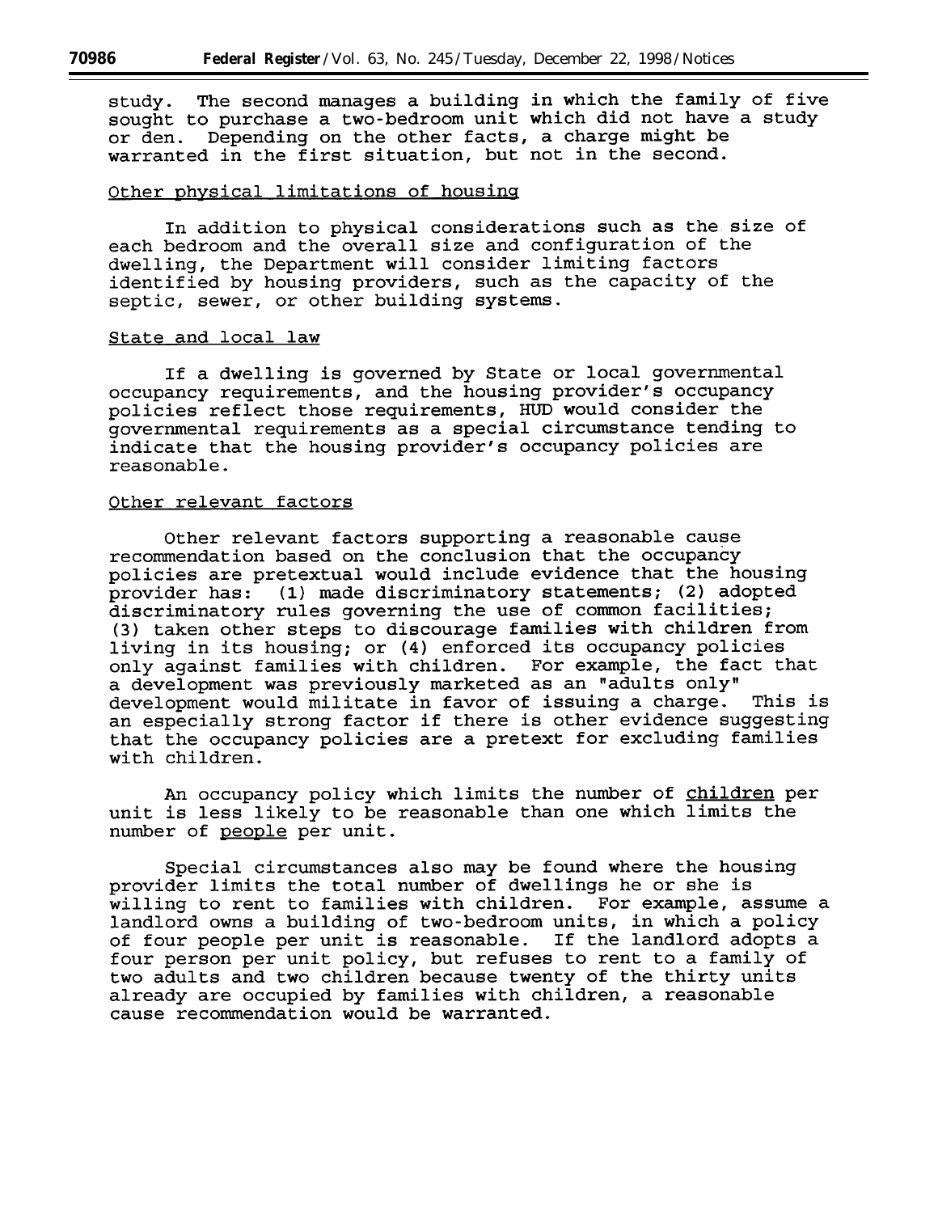study. The second manages a building in which the family of five sought to purchase a two-bedroom unit which did not have a study or den. Depending on the other facts, a charge might be warranted in the first situation, but not in the second.

### Other physical limitations of housing

In addition to physical considerations such as the size of each bedroom and the overall size and configuration of the dwelling, the Department will consider limiting factors identified by housing providers, such as the capacity of the septic, sewer, or other building systems.

### State and local law

If a dwelling is governed by State or local governmental occupancy requirements, and the housing provider's occupancy policies reflect those requirements, HUD would consider the governmental requirements as a special circumstance tending to indicate that the housing provider's occupancy policies are reasonable.

### Other relevant factors

Other relevant factors supporting a reasonable cause recommendation based on the conclusion that the occupancy policies are pretextual would include evidence that the housing provider has: (1) made discriminatory statements; (2) adopted discriminatory rules governing the use of common facilities; (3) taken other steps to discourage families with children from living in its housing; or (4) enforced its occupancy policies only against families with children. For example, the fact that a development was previously marketed as an "adults only" development would militate in favor of issuing a charge. This is an especially strong factor if there is other evidence suggesting that the occupancy policies are a pretext for excluding families with children.

An occupancy policy which limits the number of children per unit is less likely to be reasonable than one which limits the number of people per unit.

Special circumstances also may be found where the housing provider limits the total number of dwellings he or she is willing to rent to families with children. For example, assume a landlord owns a building of two-bedroom units, in which a policy of four people per unit is reasonable. If the landlord adopts a four person per unit policy, but refuses to rent to a family of two adults and two children because twenty of the thirty units already are occupied by families with children, a reasonable cause recommendation would be warranted.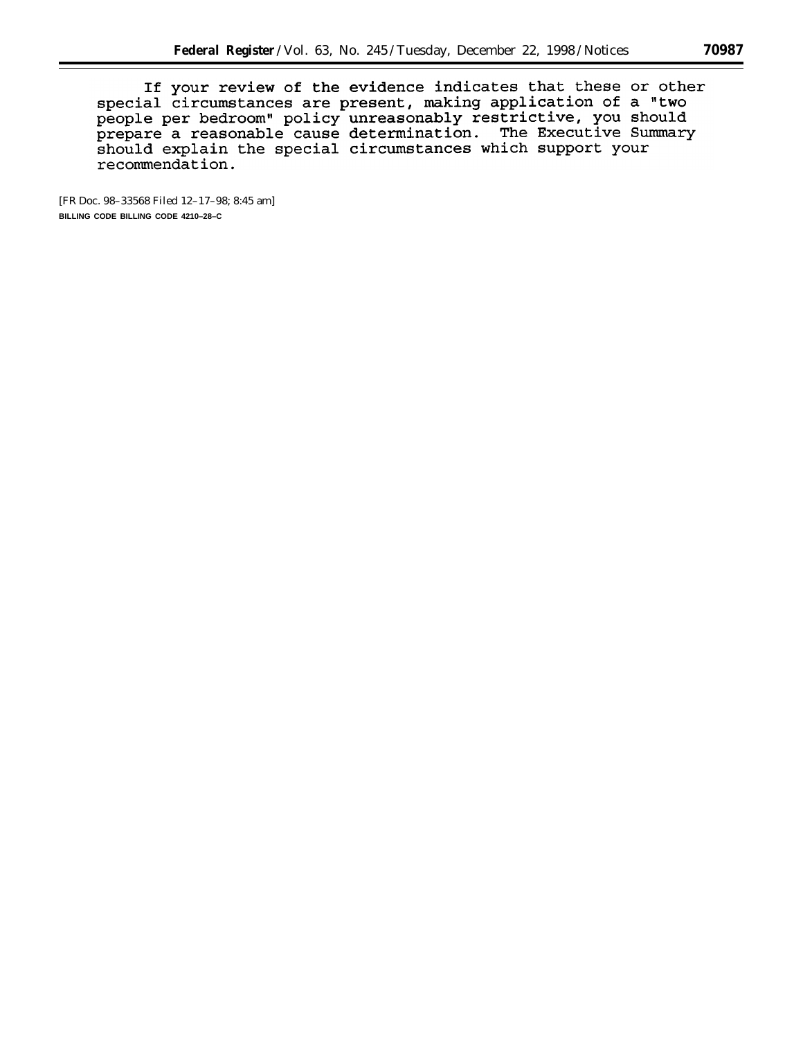If your review of the evidence indicates that these or other special circumstances are present, making application of a "two people per bedroom" policy unreasonably restrictive, you should prepare a reasonable cause determination. The Executive Summary should explain the special circumstances which support your recommendation.

[FR Doc. 98–33568 Filed 12–17–98; 8:45 am]

**BILLING CODE BILLING CODE 4210–28–C**